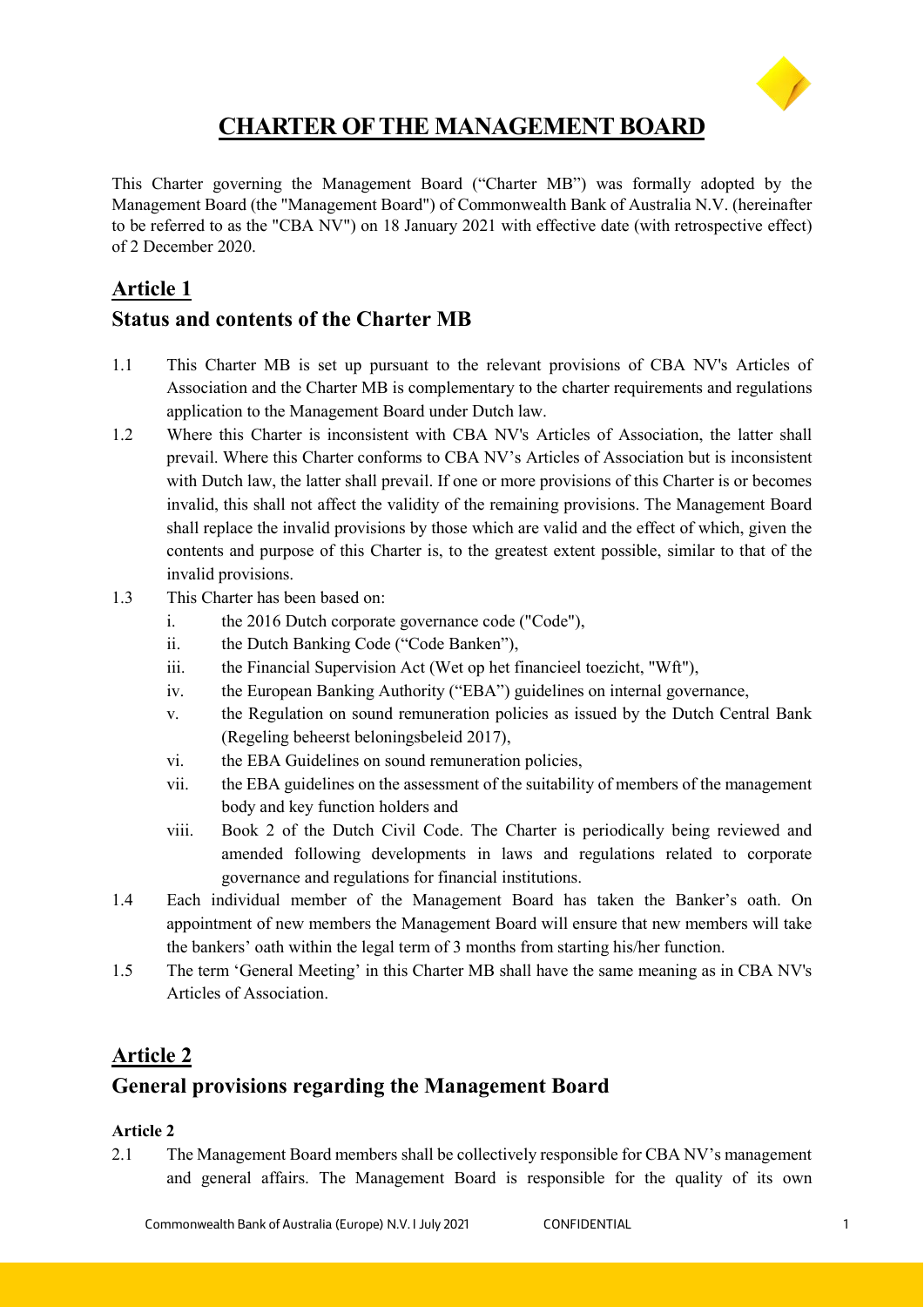# CHARTER OF THE MANAGEMENT BOARD

This Charter governing the Management Board ("Charter MB") was formally adopted by the Management Board (the "Management Board") of Commonwealth Bank of Australia N.V. (hereinafter to be referred to as the "CBA NV") on 18 January 2021 with effective date (with retrospective effect) of 2 December 2020.

## Article 1

## Status and contents of the Charter MB

1.1 This Charter MB is set up pursuant to the relevant provisions of CBA NV's Articles of Association and the Charter MB is complementary to the charter requirements and regulations application to the Management Board under Dutch law.

1.2 Where this Charter is inconsistent with CBA NV's Articles of Association, the latter shall prevail. Where this Charter conforms to CBA NV's Articles of Association but is inconsistent with Dutch law, the latter shall prevail. If one or more provisions of this Charter is or becomes invalid, this shall not affect the validity of the remaining provisions. The Management Board shall replace the invalid provisions by those which are valid and the effect of which, given the contents and purpose of this Charter is, to the greatest extent possible, similar to that of the invalid provisions.

1.3 This Charter has been based on:

i. the 2016 Dutch corporate governance code ("Code"),

ii. the Dutch Banking Code ("Code Banken"),

iii. the Financial Supervision Act (Wet op het financieel toezicht, "Wft"),

iv. the European Banking Authority ("EBA") guidelines on internal governance,

v. the Regulation on sound remuneration policies as issued by the Dutch Central Bank (Regeling beheerst beloningsbeleid 2017),

vi. the EBA Guidelines on sound remuneration policies,

vii. the EBA guidelines on the assessment of the suitability of members of the management body and key function holders and

viii. Book 2 of the Dutch Civil Code. The Charter is periodically being reviewed and amended following developments in laws and regulations related to corporate governance and regulations for financial institutions.

1.4 Each individual member of the Management Board has taken the Banker's oath. On appointment of new members the Management Board will ensure that new members will take the bankers' oath within the legal term of 3 months from starting his/her function.

1.5 The term 'General Meeting' in this Charter MB shall have the same meaning as in CBA NV's Articles of Association.

## Article 2

## General provisions regarding the Management Board

**Article 2**

2.1 The Management Board members shall be collectively responsible for CBA NV's management and general affairs. The Management Board is responsible for the quality of its own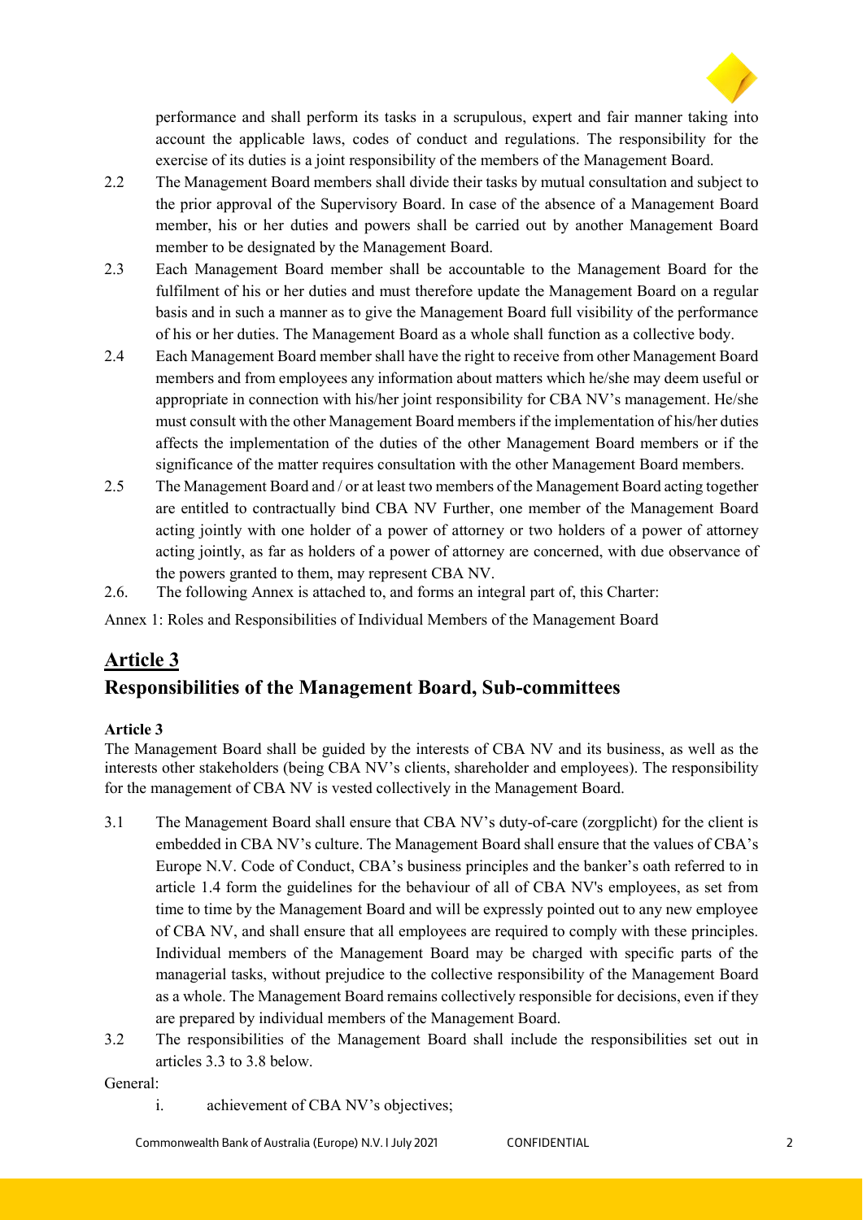performance and shall perform its tasks in a scrupulous, expert and fair manner taking into account the applicable laws, codes of conduct and regulations. The responsibility for the exercise of its duties is a joint responsibility of the members of the Management Board.

2.2 The Management Board members shall divide their tasks by mutual consultation and subject to the prior approval of the Supervisory Board. In case of the absence of a Management Board member, his or her duties and powers shall be carried out by another Management Board member to be designated by the Management Board.

2.3 Each Management Board member shall be accountable to the Management Board for the fulfilment of his or her duties and must therefore update the Management Board on a regular basis and in such a manner as to give the Management Board full visibility of the performance of his or her duties. The Management Board as a whole shall function as a collective body.

2.4 Each Management Board member shall have the right to receive from other Management Board members and from employees any information about matters which he/she may deem useful or appropriate in connection with his/her joint responsibility for CBA NV's management. He/she must consult with the other Management Board members if the implementation of his/her duties affects the implementation of the duties of the other Management Board members or if the significance of the matter requires consultation with the other Management Board members.

2.5 The Management Board and / or at least two members of the Management Board acting together are entitled to contractually bind CBA NV Further, one member of the Management Board acting jointly with one holder of a power of attorney or two holders of a power of attorney acting jointly, as far as holders of a power of attorney are concerned, with due observance of the powers granted to them, may represent CBA NV.

2.6. The following Annex is attached to, and forms an integral part of, this Charter:

Annex 1: Roles and Responsibilities of Individual Members of the Management Board

## Article 3

## Responsibilities of the Management Board, Sub-committees

**Article 3**

The Management Board shall be guided by the interests of CBA NV and its business, as well as the interests other stakeholders (being CBA NV's clients, shareholder and employees). The responsibility for the management of CBA NV is vested collectively in the Management Board.

3.1 The Management Board shall ensure that CBA NV's duty-of-care (zorgplicht) for the client is embedded in CBA NV's culture. The Management Board shall ensure that the values of CBA's Europe N.V. Code of Conduct, CBA's business principles and the banker's oath referred to in article 1.4 form the guidelines for the behaviour of all of CBA NV's employees, as set from time to time by the Management Board and will be expressly pointed out to any new employee of CBA NV, and shall ensure that all employees are required to comply with these principles. Individual members of the Management Board may be charged with specific parts of the managerial tasks, without prejudice to the collective responsibility of the Management Board as a whole. The Management Board remains collectively responsible for decisions, even if they are prepared by individual members of the Management Board.

3.2 The responsibilities of the Management Board shall include the responsibilities set out in articles 3.3 to 3.8 below.

General:

i. achievement of CBA NV's objectives;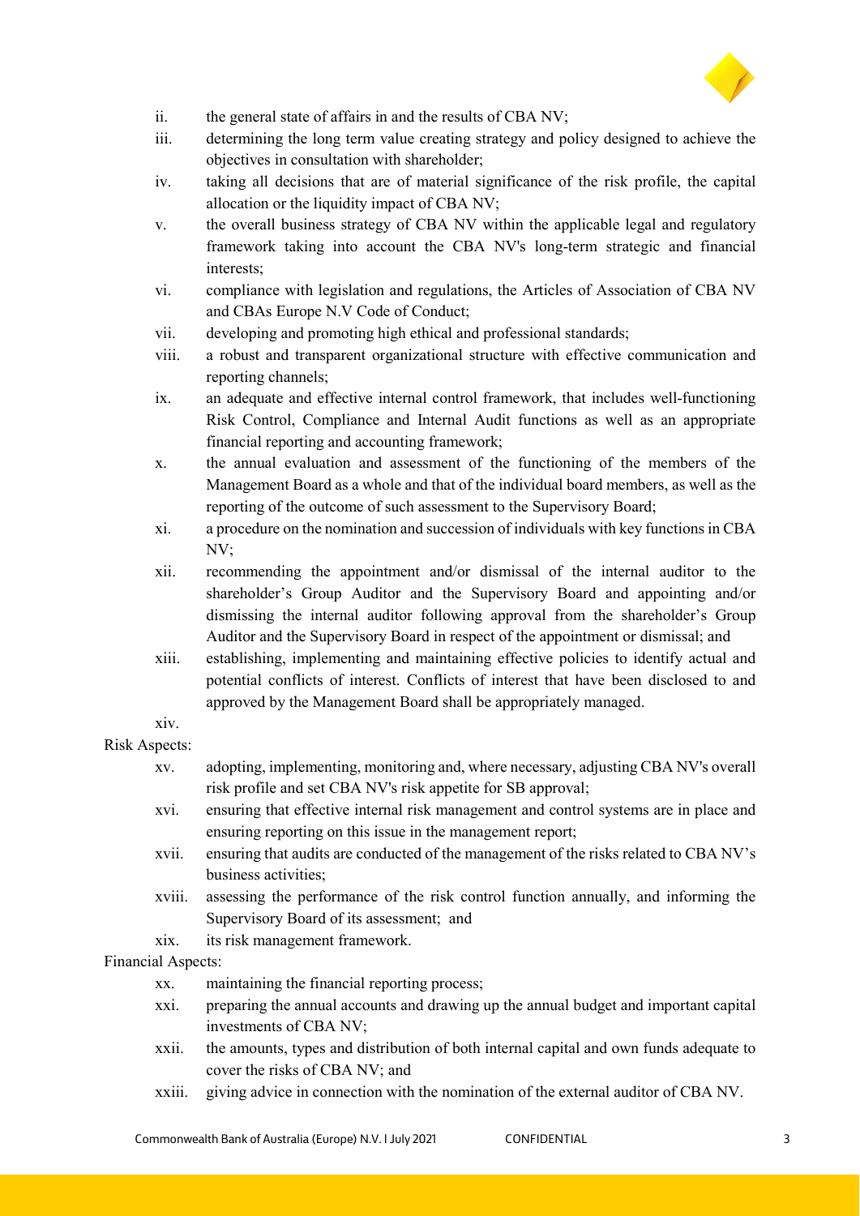ii. the general state of affairs in and the results of CBA NV;

iii. determining the long term value creating strategy and policy designed to achieve the objectives in consultation with shareholder;

iv. taking all decisions that are of material significance of the risk profile, the capital allocation or the liquidity impact of CBA NV;

v. the overall business strategy of CBA NV within the applicable legal and regulatory framework taking into account the CBA NV's long-term strategic and financial interests;

vi. compliance with legislation and regulations, the Articles of Association of CBA NV and CBAs Europe N.V Code of Conduct;

vii. developing and promoting high ethical and professional standards;

viii. a robust and transparent organizational structure with effective communication and reporting channels;

ix. an adequate and effective internal control framework, that includes well-functioning Risk Control, Compliance and Internal Audit functions as well as an appropriate financial reporting and accounting framework;

x. the annual evaluation and assessment of the functioning of the members of the Management Board as a whole and that of the individual board members, as well as the reporting of the outcome of such assessment to the Supervisory Board;

xi. a procedure on the nomination and succession of individuals with key functions in CBA NV;

xii. recommending the appointment and/or dismissal of the internal auditor to the shareholder's Group Auditor and the Supervisory Board and appointing and/or dismissing the internal auditor following approval from the shareholder's Group Auditor and the Supervisory Board in respect of the appointment or dismissal; and

xiii. establishing, implementing and maintaining effective policies to identify actual and potential conflicts of interest. Conflicts of interest that have been disclosed to and approved by the Management Board shall be appropriately managed.

xiv.

Risk Aspects:

xv. adopting, implementing, monitoring and, where necessary, adjusting CBA NV's overall risk profile and set CBA NV's risk appetite for SB approval;

xvi. ensuring that effective internal risk management and control systems are in place and ensuring reporting on this issue in the management report;

xvii. ensuring that audits are conducted of the management of the risks related to CBA NV's business activities;

xviii. assessing the performance of the risk control function annually, and informing the Supervisory Board of its assessment; and

xix. its risk management framework.

Financial Aspects:

xx. maintaining the financial reporting process;

xxi. preparing the annual accounts and drawing up the annual budget and important capital investments of CBA NV;

xxii. the amounts, types and distribution of both internal capital and own funds adequate to cover the risks of CBA NV; and

xxiii. giving advice in connection with the nomination of the external auditor of CBA NV.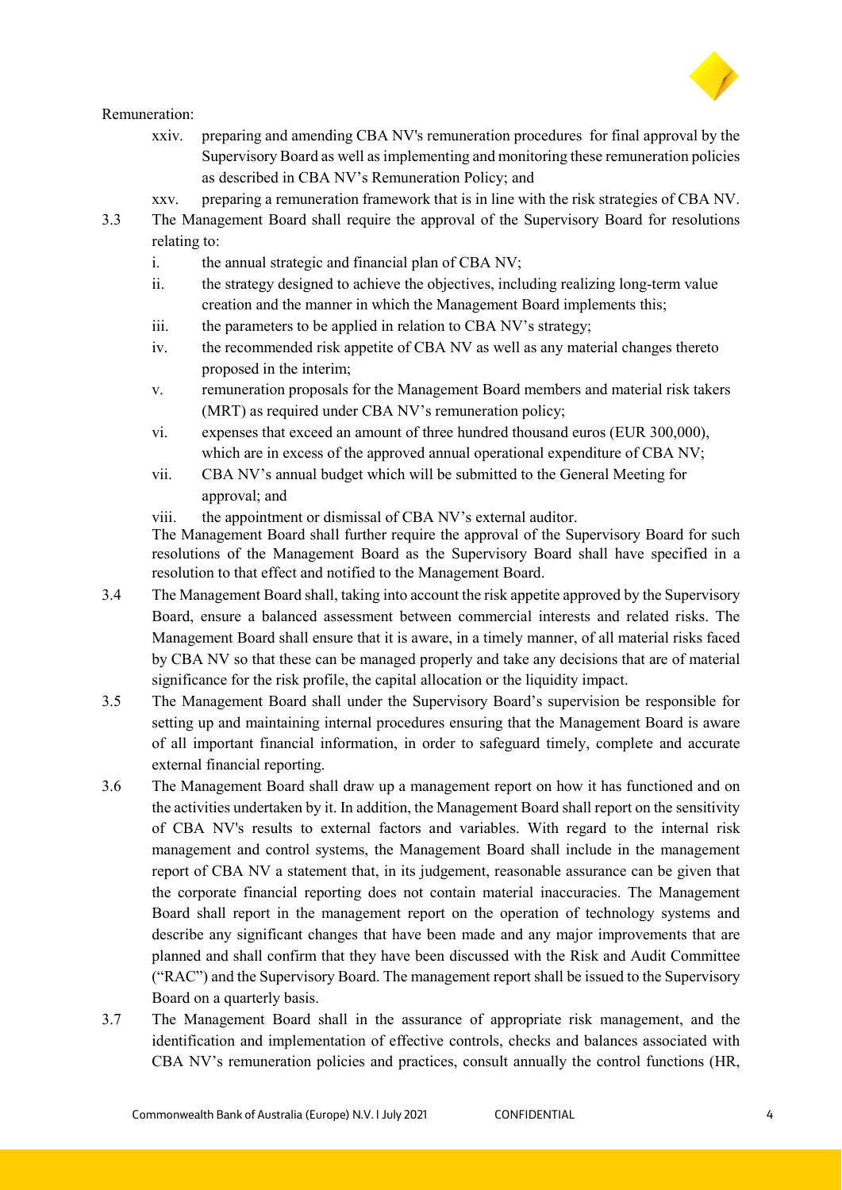Remuneration:

- xxiv. preparing and amending CBA NV's remuneration procedures for final approval by the Supervisory Board as well as implementing and monitoring these remuneration policies as described in CBA NV's Remuneration Policy; and
- xxv. preparing a remuneration framework that is in line with the risk strategies of CBA NV.

3.3 The Management Board shall require the approval of the Supervisory Board for resolutions relating to:

- i. the annual strategic and financial plan of CBA NV;
- ii. the strategy designed to achieve the objectives, including realizing long-term value creation and the manner in which the Management Board implements this;
- iii. the parameters to be applied in relation to CBA NV's strategy;
- iv. the recommended risk appetite of CBA NV as well as any material changes thereto proposed in the interim;
- v. remuneration proposals for the Management Board members and material risk takers (MRT) as required under CBA NV's remuneration policy;
- vi. expenses that exceed an amount of three hundred thousand euros (EUR 300,000), which are in excess of the approved annual operational expenditure of CBA NV;
- vii. CBA NV's annual budget which will be submitted to the General Meeting for approval; and
- viii. the appointment or dismissal of CBA NV's external auditor.

The Management Board shall further require the approval of the Supervisory Board for such resolutions of the Management Board as the Supervisory Board shall have specified in a resolution to that effect and notified to the Management Board.

3.4 The Management Board shall, taking into account the risk appetite approved by the Supervisory Board, ensure a balanced assessment between commercial interests and related risks. The Management Board shall ensure that it is aware, in a timely manner, of all material risks faced by CBA NV so that these can be managed properly and take any decisions that are of material significance for the risk profile, the capital allocation or the liquidity impact.

3.5 The Management Board shall under the Supervisory Board's supervision be responsible for setting up and maintaining internal procedures ensuring that the Management Board is aware of all important financial information, in order to safeguard timely, complete and accurate external financial reporting.

3.6 The Management Board shall draw up a management report on how it has functioned and on the activities undertaken by it. In addition, the Management Board shall report on the sensitivity of CBA NV's results to external factors and variables. With regard to the internal risk management and control systems, the Management Board shall include in the management report of CBA NV a statement that, in its judgement, reasonable assurance can be given that the corporate financial reporting does not contain material inaccuracies. The Management Board shall report in the management report on the operation of technology systems and describe any significant changes that have been made and any major improvements that are planned and shall confirm that they have been discussed with the Risk and Audit Committee ("RAC") and the Supervisory Board. The management report shall be issued to the Supervisory Board on a quarterly basis.

3.7 The Management Board shall in the assurance of appropriate risk management, and the identification and implementation of effective controls, checks and balances associated with CBA NV's remuneration policies and practices, consult annually the control functions (HR,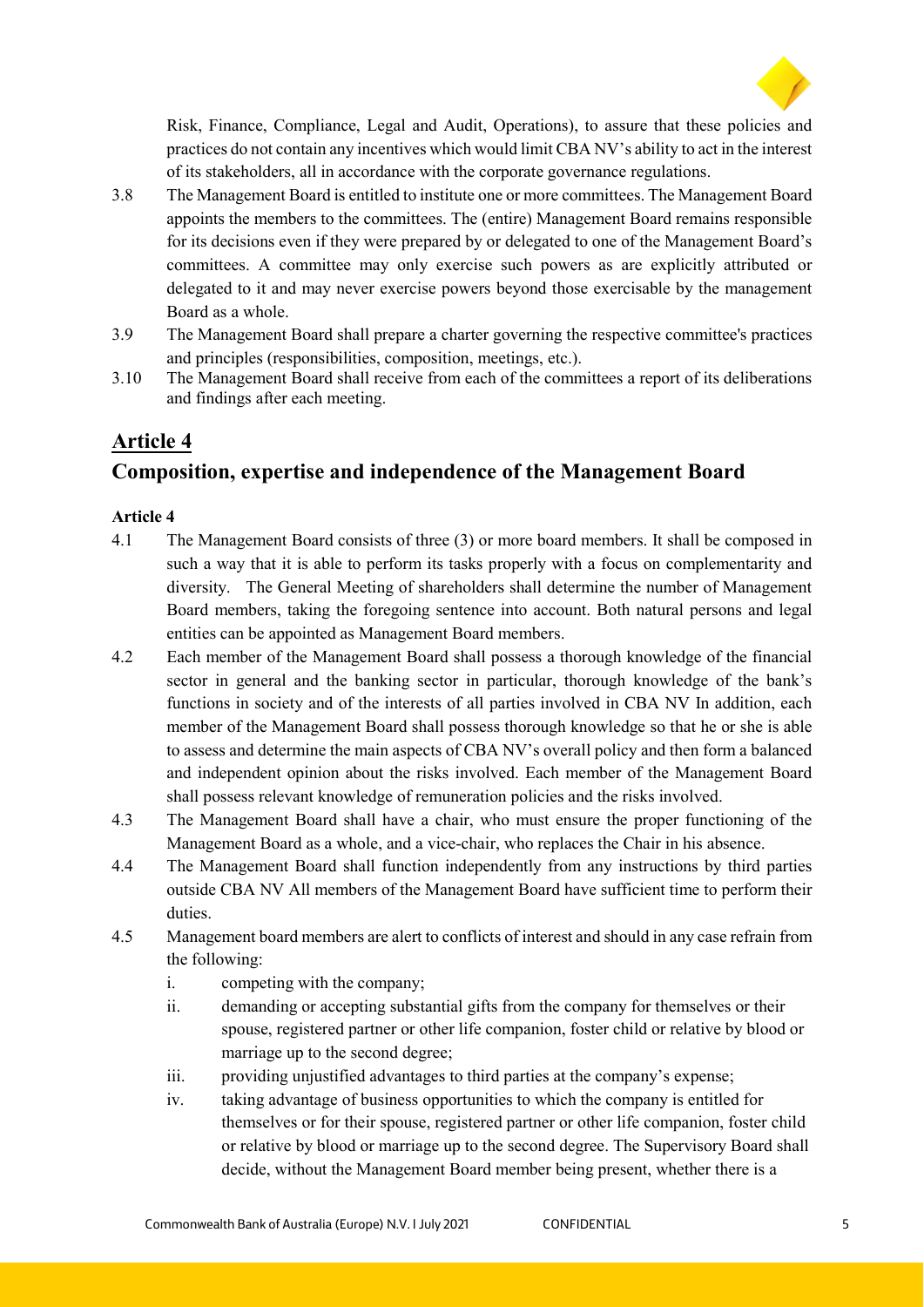Risk, Finance, Compliance, Legal and Audit, Operations), to assure that these policies and practices do not contain any incentives which would limit CBA NV's ability to act in the interest of its stakeholders, all in accordance with the corporate governance regulations.

3.8 The Management Board is entitled to institute one or more committees. The Management Board appoints the members to the committees. The (entire) Management Board remains responsible for its decisions even if they were prepared by or delegated to one of the Management Board's committees. A committee may only exercise such powers as are explicitly attributed or delegated to it and may never exercise powers beyond those exercisable by the management Board as a whole.

3.9 The Management Board shall prepare a charter governing the respective committee's practices and principles (responsibilities, composition, meetings, etc.).

3.10 The Management Board shall receive from each of the committees a report of its deliberations and findings after each meeting.

## Article 4

## Composition, expertise and independence of the Management Board

**Article 4**

4.1 The Management Board consists of three (3) or more board members. It shall be composed in such a way that it is able to perform its tasks properly with a focus on complementarity and diversity. The General Meeting of shareholders shall determine the number of Management Board members, taking the foregoing sentence into account. Both natural persons and legal entities can be appointed as Management Board members.

4.2 Each member of the Management Board shall possess a thorough knowledge of the financial sector in general and the banking sector in particular, thorough knowledge of the bank's functions in society and of the interests of all parties involved in CBA NV In addition, each member of the Management Board shall possess thorough knowledge so that he or she is able to assess and determine the main aspects of CBA NV's overall policy and then form a balanced and independent opinion about the risks involved. Each member of the Management Board shall possess relevant knowledge of remuneration policies and the risks involved.

4.3 The Management Board shall have a chair, who must ensure the proper functioning of the Management Board as a whole, and a vice-chair, who replaces the Chair in his absence.

4.4 The Management Board shall function independently from any instructions by third parties outside CBA NV All members of the Management Board have sufficient time to perform their duties.

4.5 Management board members are alert to conflicts of interest and should in any case refrain from the following:

i. competing with the company;

ii. demanding or accepting substantial gifts from the company for themselves or their spouse, registered partner or other life companion, foster child or relative by blood or marriage up to the second degree;

iii. providing unjustified advantages to third parties at the company's expense;

iv. taking advantage of business opportunities to which the company is entitled for themselves or for their spouse, registered partner or other life companion, foster child or relative by blood or marriage up to the second degree. The Supervisory Board shall decide, without the Management Board member being present, whether there is a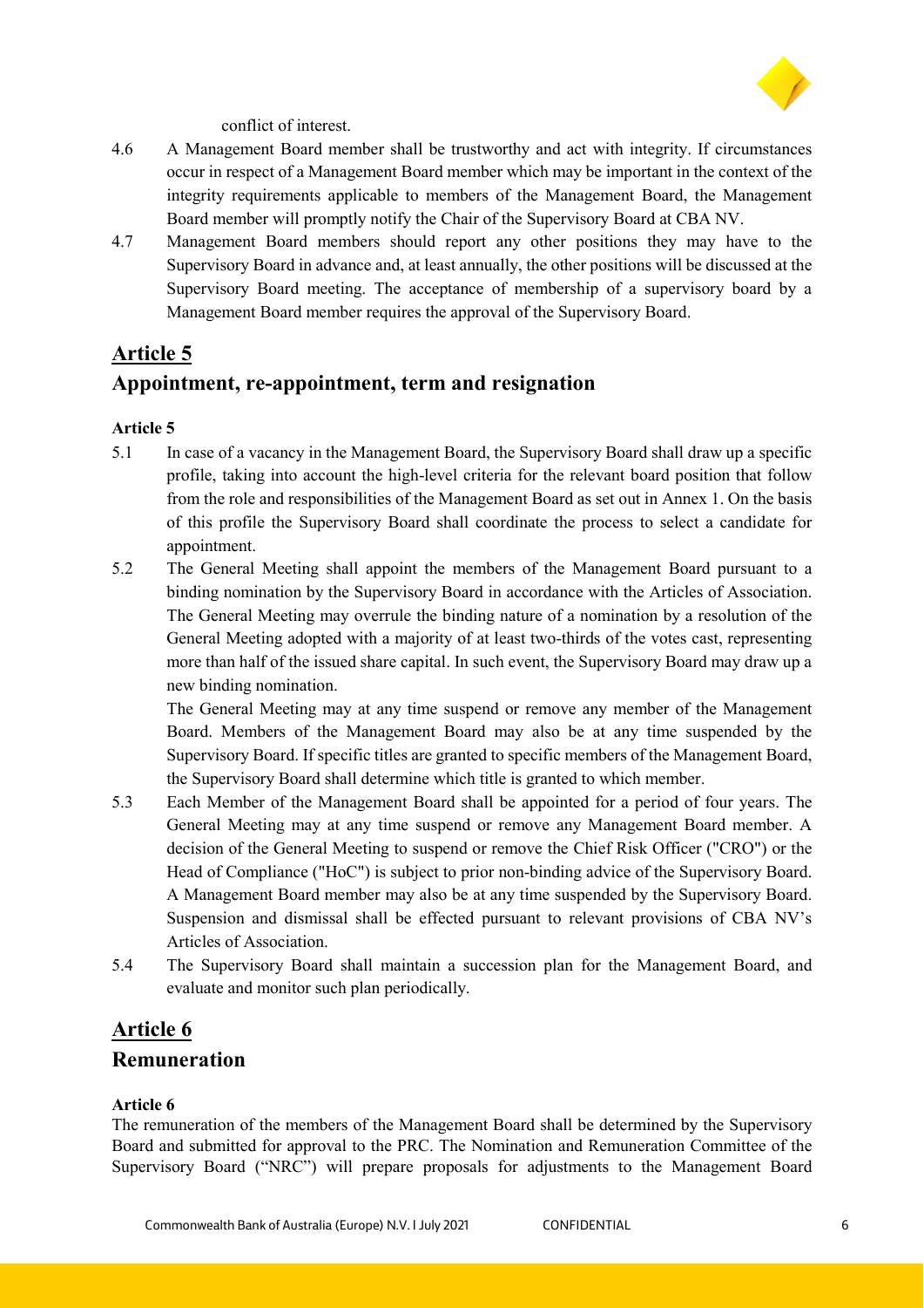conflict of interest.

4.6 A Management Board member shall be trustworthy and act with integrity. If circumstances occur in respect of a Management Board member which may be important in the context of the integrity requirements applicable to members of the Management Board, the Management Board member will promptly notify the Chair of the Supervisory Board at CBA NV.

4.7 Management Board members should report any other positions they may have to the Supervisory Board in advance and, at least annually, the other positions will be discussed at the Supervisory Board meeting. The acceptance of membership of a supervisory board by a Management Board member requires the approval of the Supervisory Board.

## Article 5

## Appointment, re-appointment, term and resignation

**Article 5**

5.1 In case of a vacancy in the Management Board, the Supervisory Board shall draw up a specific profile, taking into account the high-level criteria for the relevant board position that follow from the role and responsibilities of the Management Board as set out in Annex 1. On the basis of this profile the Supervisory Board shall coordinate the process to select a candidate for appointment.

5.2 The General Meeting shall appoint the members of the Management Board pursuant to a binding nomination by the Supervisory Board in accordance with the Articles of Association. The General Meeting may overrule the binding nature of a nomination by a resolution of the General Meeting adopted with a majority of at least two-thirds of the votes cast, representing more than half of the issued share capital. In such event, the Supervisory Board may draw up a new binding nomination.

The General Meeting may at any time suspend or remove any member of the Management Board. Members of the Management Board may also be at any time suspended by the Supervisory Board. If specific titles are granted to specific members of the Management Board, the Supervisory Board shall determine which title is granted to which member.

5.3 Each Member of the Management Board shall be appointed for a period of four years. The General Meeting may at any time suspend or remove any Management Board member. A decision of the General Meeting to suspend or remove the Chief Risk Officer ("CRO") or the Head of Compliance ("HoC") is subject to prior non-binding advice of the Supervisory Board. A Management Board member may also be at any time suspended by the Supervisory Board. Suspension and dismissal shall be effected pursuant to relevant provisions of CBA NV's Articles of Association.

5.4 The Supervisory Board shall maintain a succession plan for the Management Board, and evaluate and monitor such plan periodically.

## Article 6

## Remuneration

**Article 6**

The remuneration of the members of the Management Board shall be determined by the Supervisory Board and submitted for approval to the PRC. The Nomination and Remuneration Committee of the Supervisory Board ("NRC") will prepare proposals for adjustments to the Management Board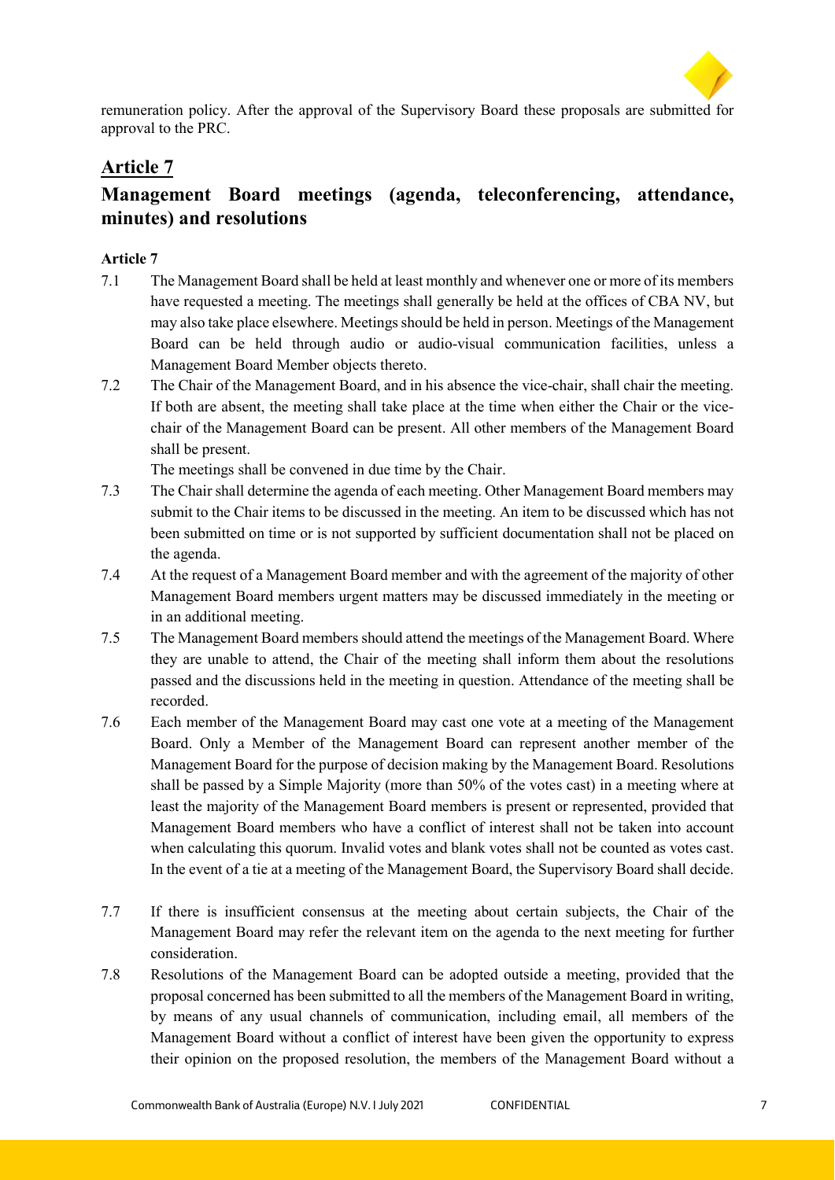remuneration policy. After the approval of the Supervisory Board these proposals are submitted for approval to the PRC.

## Article 7

## Management Board meetings (agenda, teleconferencing, attendance, minutes) and resolutions

**Article 7**

7.1 The Management Board shall be held at least monthly and whenever one or more of its members have requested a meeting. The meetings shall generally be held at the offices of CBA NV, but may also take place elsewhere. Meetings should be held in person. Meetings of the Management Board can be held through audio or audio-visual communication facilities, unless a Management Board Member objects thereto.

7.2 The Chair of the Management Board, and in his absence the vice-chair, shall chair the meeting. If both are absent, the meeting shall take place at the time when either the Chair or the vice-chair of the Management Board can be present. All other members of the Management Board shall be present.

The meetings shall be convened in due time by the Chair.

7.3 The Chair shall determine the agenda of each meeting. Other Management Board members may submit to the Chair items to be discussed in the meeting. An item to be discussed which has not been submitted on time or is not supported by sufficient documentation shall not be placed on the agenda.

7.4 At the request of a Management Board member and with the agreement of the majority of other Management Board members urgent matters may be discussed immediately in the meeting or in an additional meeting.

7.5 The Management Board members should attend the meetings of the Management Board. Where they are unable to attend, the Chair of the meeting shall inform them about the resolutions passed and the discussions held in the meeting in question. Attendance of the meeting shall be recorded.

7.6 Each member of the Management Board may cast one vote at a meeting of the Management Board. Only a Member of the Management Board can represent another member of the Management Board for the purpose of decision making by the Management Board. Resolutions shall be passed by a Simple Majority (more than 50% of the votes cast) in a meeting where at least the majority of the Management Board members is present or represented, provided that Management Board members who have a conflict of interest shall not be taken into account when calculating this quorum. Invalid votes and blank votes shall not be counted as votes cast. In the event of a tie at a meeting of the Management Board, the Supervisory Board shall decide.

7.7 If there is insufficient consensus at the meeting about certain subjects, the Chair of the Management Board may refer the relevant item on the agenda to the next meeting for further consideration.

7.8 Resolutions of the Management Board can be adopted outside a meeting, provided that the proposal concerned has been submitted to all the members of the Management Board in writing, by means of any usual channels of communication, including email, all members of the Management Board without a conflict of interest have been given the opportunity to express their opinion on the proposed resolution, the members of the Management Board without a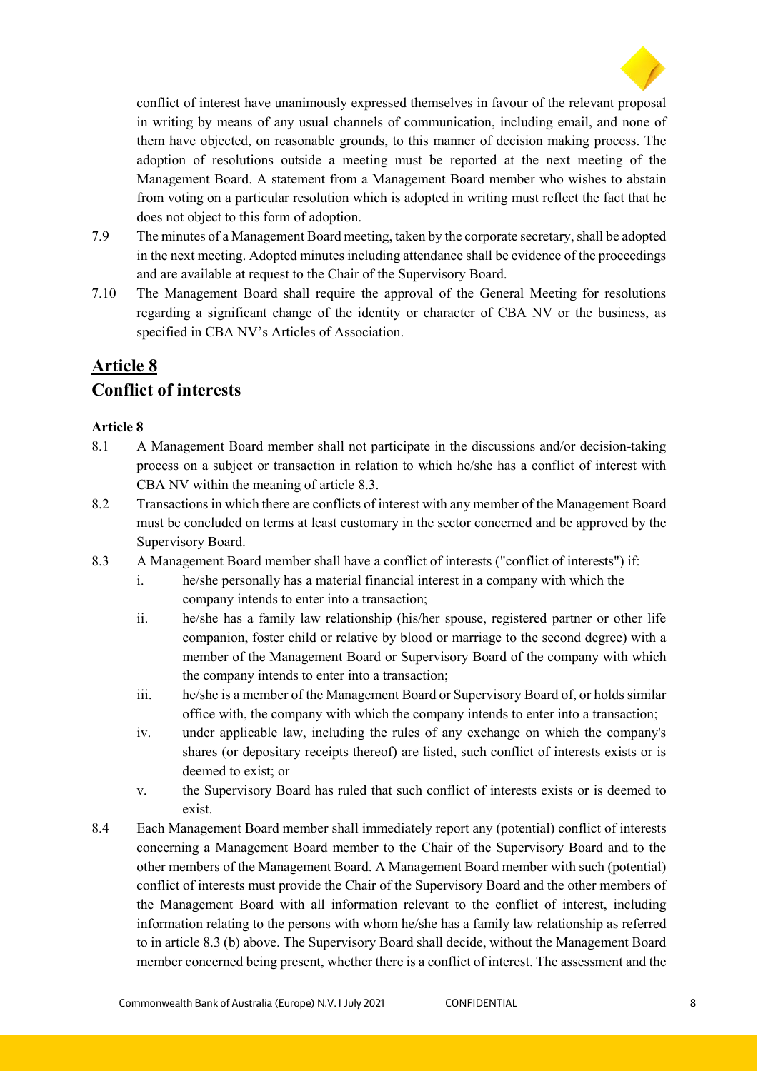conflict of interest have unanimously expressed themselves in favour of the relevant proposal in writing by means of any usual channels of communication, including email, and none of them have objected, on reasonable grounds, to this manner of decision making process. The adoption of resolutions outside a meeting must be reported at the next meeting of the Management Board. A statement from a Management Board member who wishes to abstain from voting on a particular resolution which is adopted in writing must reflect the fact that he does not object to this form of adoption.

7.9 The minutes of a Management Board meeting, taken by the corporate secretary, shall be adopted in the next meeting. Adopted minutes including attendance shall be evidence of the proceedings and are available at request to the Chair of the Supervisory Board.

7.10 The Management Board shall require the approval of the General Meeting for resolutions regarding a significant change of the identity or character of CBA NV or the business, as specified in CBA NV's Articles of Association.

## Article 8

## Conflict of interests

**Article 8**

8.1 A Management Board member shall not participate in the discussions and/or decision-taking process on a subject or transaction in relation to which he/she has a conflict of interest with CBA NV within the meaning of article 8.3.

8.2 Transactions in which there are conflicts of interest with any member of the Management Board must be concluded on terms at least customary in the sector concerned and be approved by the Supervisory Board.

8.3 A Management Board member shall have a conflict of interests ("conflict of interests") if:

i. he/she personally has a material financial interest in a company with which the company intends to enter into a transaction;

ii. he/she has a family law relationship (his/her spouse, registered partner or other life companion, foster child or relative by blood or marriage to the second degree) with a member of the Management Board or Supervisory Board of the company with which the company intends to enter into a transaction;

iii. he/she is a member of the Management Board or Supervisory Board of, or holds similar office with, the company with which the company intends to enter into a transaction;

iv. under applicable law, including the rules of any exchange on which the company's shares (or depositary receipts thereof) are listed, such conflict of interests exists or is deemed to exist; or

v. the Supervisory Board has ruled that such conflict of interests exists or is deemed to exist.

8.4 Each Management Board member shall immediately report any (potential) conflict of interests concerning a Management Board member to the Chair of the Supervisory Board and to the other members of the Management Board. A Management Board member with such (potential) conflict of interests must provide the Chair of the Supervisory Board and the other members of the Management Board with all information relevant to the conflict of interest, including information relating to the persons with whom he/she has a family law relationship as referred to in article 8.3 (b) above. The Supervisory Board shall decide, without the Management Board member concerned being present, whether there is a conflict of interest. The assessment and the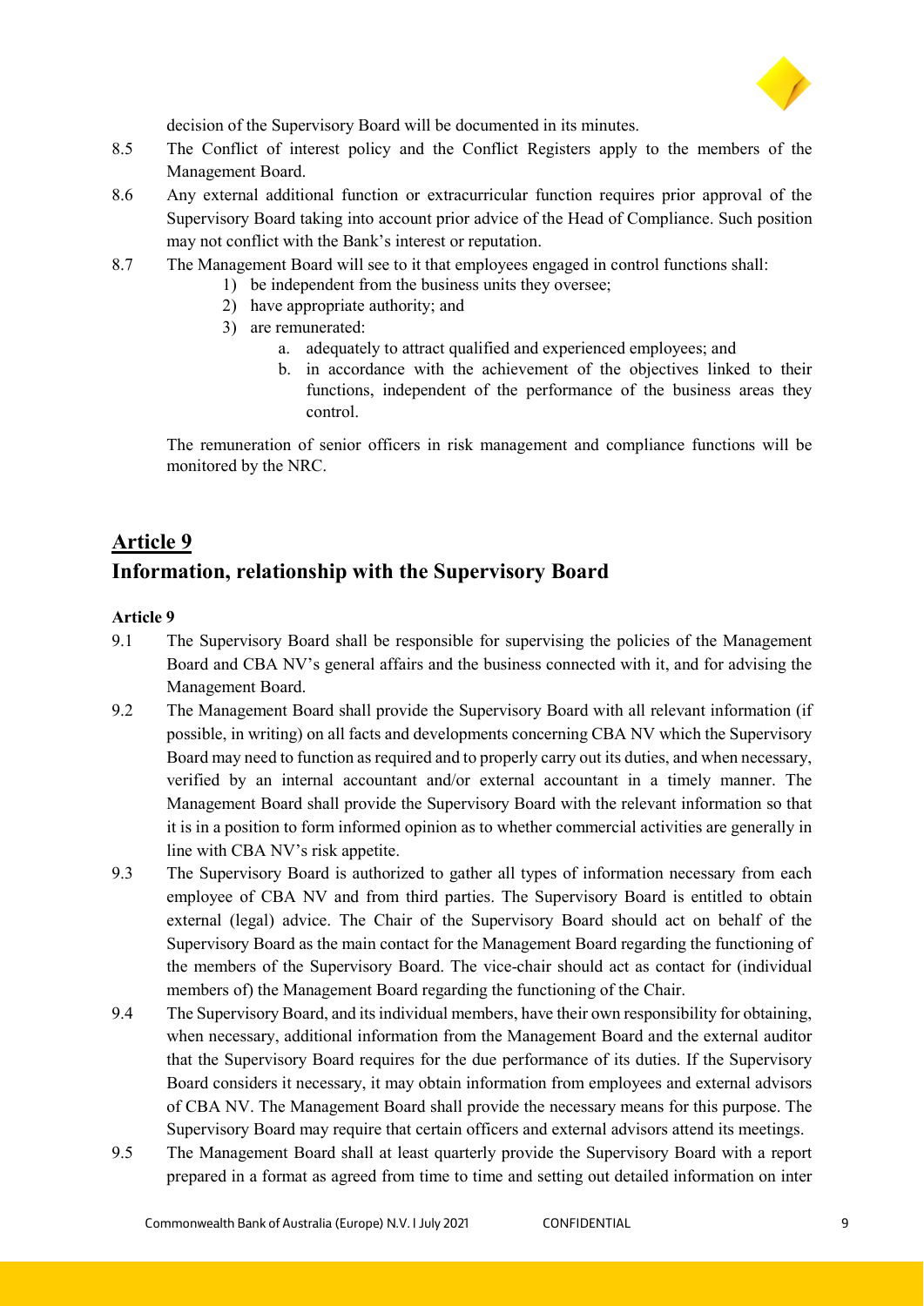decision of the Supervisory Board will be documented in its minutes.

8.5 The Conflict of interest policy and the Conflict Registers apply to the members of the Management Board.

8.6 Any external additional function or extracurricular function requires prior approval of the Supervisory Board taking into account prior advice of the Head of Compliance. Such position may not conflict with the Bank's interest or reputation.

8.7 The Management Board will see to it that employees engaged in control functions shall:
1) be independent from the business units they oversee;
2) have appropriate authority; and
3) are remunerated:
   a. adequately to attract qualified and experienced employees; and
   b. in accordance with the achievement of the objectives linked to their functions, independent of the performance of the business areas they control.

The remuneration of senior officers in risk management and compliance functions will be monitored by the NRC.

## Article 9

## Information, relationship with the Supervisory Board

**Article 9**

9.1 The Supervisory Board shall be responsible for supervising the policies of the Management Board and CBA NV's general affairs and the business connected with it, and for advising the Management Board.

9.2 The Management Board shall provide the Supervisory Board with all relevant information (if possible, in writing) on all facts and developments concerning CBA NV which the Supervisory Board may need to function as required and to properly carry out its duties, and when necessary, verified by an internal accountant and/or external accountant in a timely manner. The Management Board shall provide the Supervisory Board with the relevant information so that it is in a position to form informed opinion as to whether commercial activities are generally in line with CBA NV's risk appetite.

9.3 The Supervisory Board is authorized to gather all types of information necessary from each employee of CBA NV and from third parties. The Supervisory Board is entitled to obtain external (legal) advice. The Chair of the Supervisory Board should act on behalf of the Supervisory Board as the main contact for the Management Board regarding the functioning of the members of the Supervisory Board. The vice-chair should act as contact for (individual members of) the Management Board regarding the functioning of the Chair.

9.4 The Supervisory Board, and its individual members, have their own responsibility for obtaining, when necessary, additional information from the Management Board and the external auditor that the Supervisory Board requires for the due performance of its duties. If the Supervisory Board considers it necessary, it may obtain information from employees and external advisors of CBA NV. The Management Board shall provide the necessary means for this purpose. The Supervisory Board may require that certain officers and external advisors attend its meetings.

9.5 The Management Board shall at least quarterly provide the Supervisory Board with a report prepared in a format as agreed from time to time and setting out detailed information on inter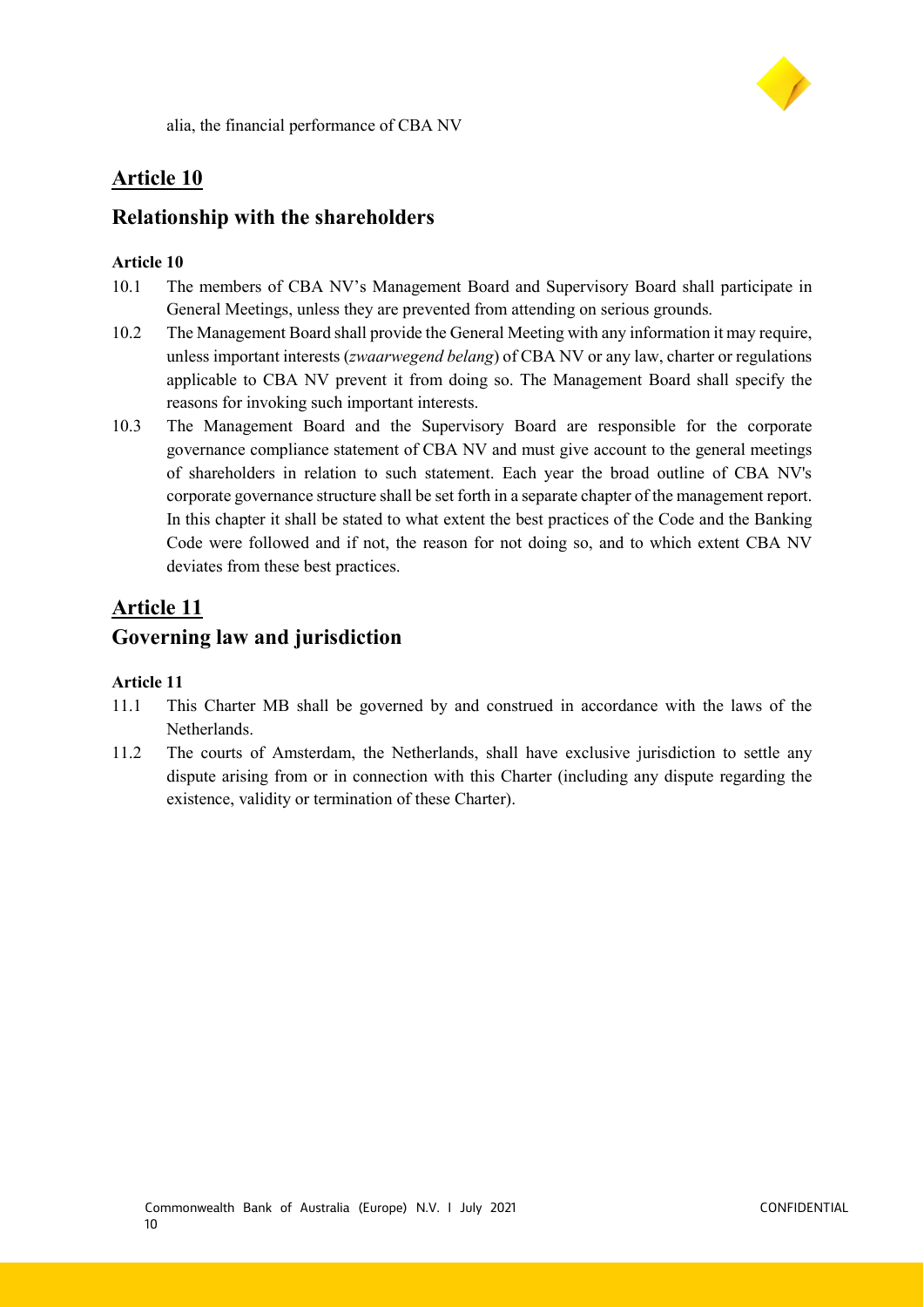alia, the financial performance of CBA NV

## Article 10

## Relationship with the shareholders

**Article 10**

10.1 The members of CBA NV's Management Board and Supervisory Board shall participate in General Meetings, unless they are prevented from attending on serious grounds.

10.2 The Management Board shall provide the General Meeting with any information it may require, unless important interests (*zwaarwegend belang*) of CBA NV or any law, charter or regulations applicable to CBA NV prevent it from doing so. The Management Board shall specify the reasons for invoking such important interests.

10.3 The Management Board and the Supervisory Board are responsible for the corporate governance compliance statement of CBA NV and must give account to the general meetings of shareholders in relation to such statement. Each year the broad outline of CBA NV's corporate governance structure shall be set forth in a separate chapter of the management report. In this chapter it shall be stated to what extent the best practices of the Code and the Banking Code were followed and if not, the reason for not doing so, and to which extent CBA NV deviates from these best practices.

## Article 11

## Governing law and jurisdiction

**Article 11**

11.1 This Charter MB shall be governed by and construed in accordance with the laws of the Netherlands.

11.2 The courts of Amsterdam, the Netherlands, shall have exclusive jurisdiction to settle any dispute arising from or in connection with this Charter (including any dispute regarding the existence, validity or termination of these Charter).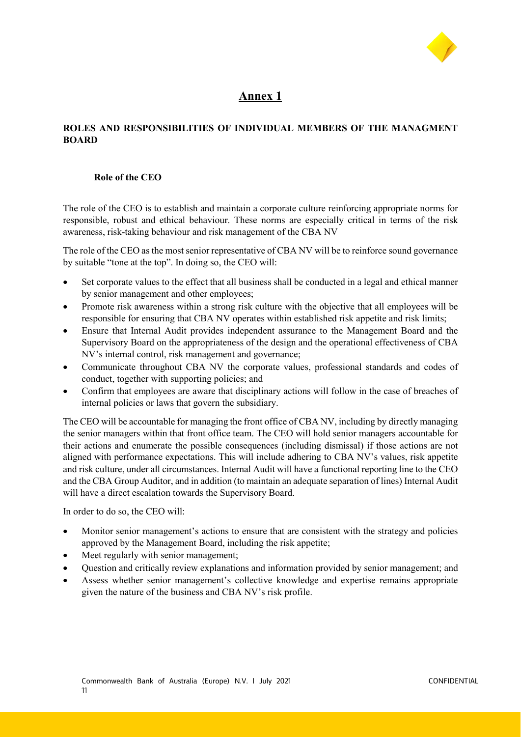# Annex 1

## ROLES AND RESPONSIBILITIES OF INDIVIDUAL MEMBERS OF THE MANAGMENT BOARD

### Role of the CEO

The role of the CEO is to establish and maintain a corporate culture reinforcing appropriate norms for responsible, robust and ethical behaviour. These norms are especially critical in terms of the risk awareness, risk-taking behaviour and risk management of the CBA NV

The role of the CEO as the most senior representative of CBA NV will be to reinforce sound governance by suitable "tone at the top". In doing so, the CEO will:

- Set corporate values to the effect that all business shall be conducted in a legal and ethical manner by senior management and other employees;
- Promote risk awareness within a strong risk culture with the objective that all employees will be responsible for ensuring that CBA NV operates within established risk appetite and risk limits;
- Ensure that Internal Audit provides independent assurance to the Management Board and the Supervisory Board on the appropriateness of the design and the operational effectiveness of CBA NV's internal control, risk management and governance;
- Communicate throughout CBA NV the corporate values, professional standards and codes of conduct, together with supporting policies; and
- Confirm that employees are aware that disciplinary actions will follow in the case of breaches of internal policies or laws that govern the subsidiary.

The CEO will be accountable for managing the front office of CBA NV, including by directly managing the senior managers within that front office team. The CEO will hold senior managers accountable for their actions and enumerate the possible consequences (including dismissal) if those actions are not aligned with performance expectations. This will include adhering to CBA NV's values, risk appetite and risk culture, under all circumstances. Internal Audit will have a functional reporting line to the CEO and the CBA Group Auditor, and in addition (to maintain an adequate separation of lines) Internal Audit will have a direct escalation towards the Supervisory Board.

In order to do so, the CEO will:

- Monitor senior management's actions to ensure that are consistent with the strategy and policies approved by the Management Board, including the risk appetite;
- Meet regularly with senior management;
- Question and critically review explanations and information provided by senior management; and
- Assess whether senior management's collective knowledge and expertise remains appropriate given the nature of the business and CBA NV's risk profile.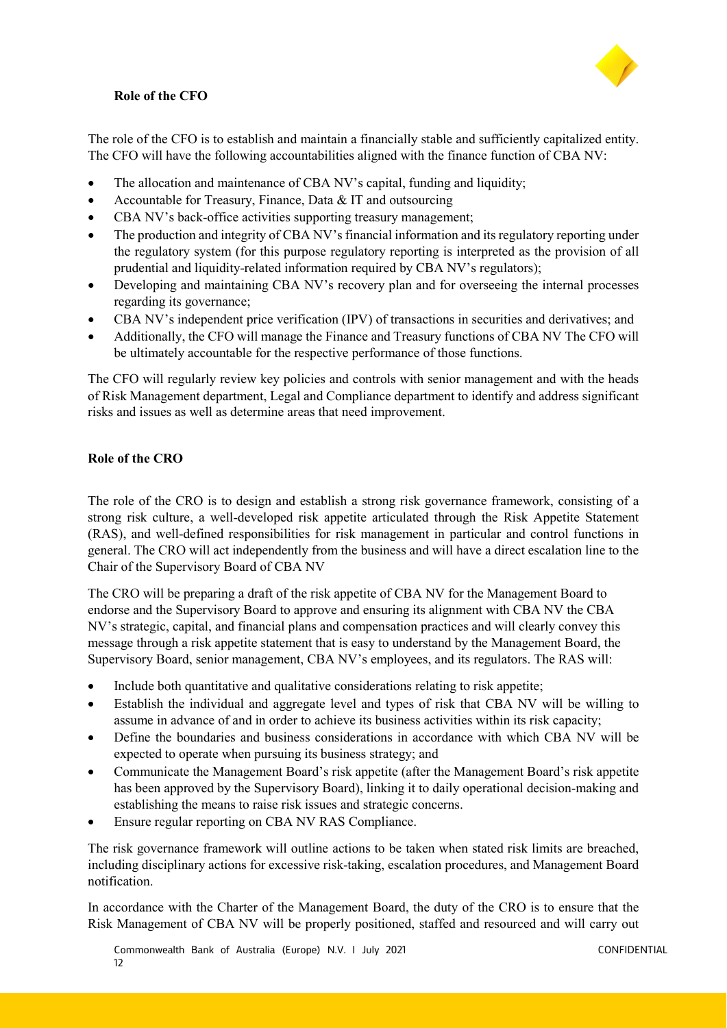**Role of the CFO**

The role of the CFO is to establish and maintain a financially stable and sufficiently capitalized entity. The CFO will have the following accountabilities aligned with the finance function of CBA NV:

- The allocation and maintenance of CBA NV's capital, funding and liquidity;
- Accountable for Treasury, Finance, Data & IT and outsourcing
- CBA NV's back-office activities supporting treasury management;
- The production and integrity of CBA NV's financial information and its regulatory reporting under the regulatory system (for this purpose regulatory reporting is interpreted as the provision of all prudential and liquidity-related information required by CBA NV's regulators);
- Developing and maintaining CBA NV's recovery plan and for overseeing the internal processes regarding its governance;
- CBA NV's independent price verification (IPV) of transactions in securities and derivatives; and
- Additionally, the CFO will manage the Finance and Treasury functions of CBA NV The CFO will be ultimately accountable for the respective performance of those functions.

The CFO will regularly review key policies and controls with senior management and with the heads of Risk Management department, Legal and Compliance department to identify and address significant risks and issues as well as determine areas that need improvement.

**Role of the CRO**

The role of the CRO is to design and establish a strong risk governance framework, consisting of a strong risk culture, a well-developed risk appetite articulated through the Risk Appetite Statement (RAS), and well-defined responsibilities for risk management in particular and control functions in general. The CRO will act independently from the business and will have a direct escalation line to the Chair of the Supervisory Board of CBA NV

The CRO will be preparing a draft of the risk appetite of CBA NV for the Management Board to endorse and the Supervisory Board to approve and ensuring its alignment with CBA NV the CBA NV's strategic, capital, and financial plans and compensation practices and will clearly convey this message through a risk appetite statement that is easy to understand by the Management Board, the Supervisory Board, senior management, CBA NV's employees, and its regulators. The RAS will:

- Include both quantitative and qualitative considerations relating to risk appetite;
- Establish the individual and aggregate level and types of risk that CBA NV will be willing to assume in advance of and in order to achieve its business activities within its risk capacity;
- Define the boundaries and business considerations in accordance with which CBA NV will be expected to operate when pursuing its business strategy; and
- Communicate the Management Board's risk appetite (after the Management Board's risk appetite has been approved by the Supervisory Board), linking it to daily operational decision-making and establishing the means to raise risk issues and strategic concerns.
- Ensure regular reporting on CBA NV RAS Compliance.

The risk governance framework will outline actions to be taken when stated risk limits are breached, including disciplinary actions for excessive risk-taking, escalation procedures, and Management Board notification.

In accordance with the Charter of the Management Board, the duty of the CRO is to ensure that the Risk Management of CBA NV will be properly positioned, staffed and resourced and will carry out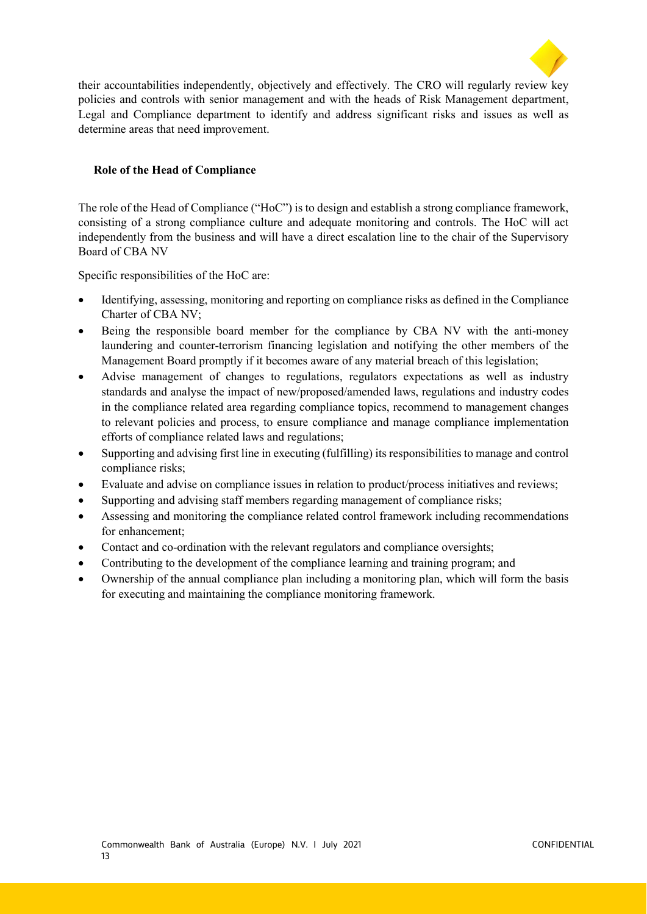their accountabilities independently, objectively and effectively. The CRO will regularly review key policies and controls with senior management and with the heads of Risk Management department, Legal and Compliance department to identify and address significant risks and issues as well as determine areas that need improvement.

**Role of the Head of Compliance**

The role of the Head of Compliance ("HoC") is to design and establish a strong compliance framework, consisting of a strong compliance culture and adequate monitoring and controls. The HoC will act independently from the business and will have a direct escalation line to the chair of the Supervisory Board of CBA NV

Specific responsibilities of the HoC are:

- Identifying, assessing, monitoring and reporting on compliance risks as defined in the Compliance Charter of CBA NV;
- Being the responsible board member for the compliance by CBA NV with the anti-money laundering and counter-terrorism financing legislation and notifying the other members of the Management Board promptly if it becomes aware of any material breach of this legislation;
- Advise management of changes to regulations, regulators expectations as well as industry standards and analyse the impact of new/proposed/amended laws, regulations and industry codes in the compliance related area regarding compliance topics, recommend to management changes to relevant policies and process, to ensure compliance and manage compliance implementation efforts of compliance related laws and regulations;
- Supporting and advising first line in executing (fulfilling) its responsibilities to manage and control compliance risks;
- Evaluate and advise on compliance issues in relation to product/process initiatives and reviews;
- Supporting and advising staff members regarding management of compliance risks;
- Assessing and monitoring the compliance related control framework including recommendations for enhancement;
- Contact and co-ordination with the relevant regulators and compliance oversights;
- Contributing to the development of the compliance learning and training program; and
- Ownership of the annual compliance plan including a monitoring plan, which will form the basis for executing and maintaining the compliance monitoring framework.